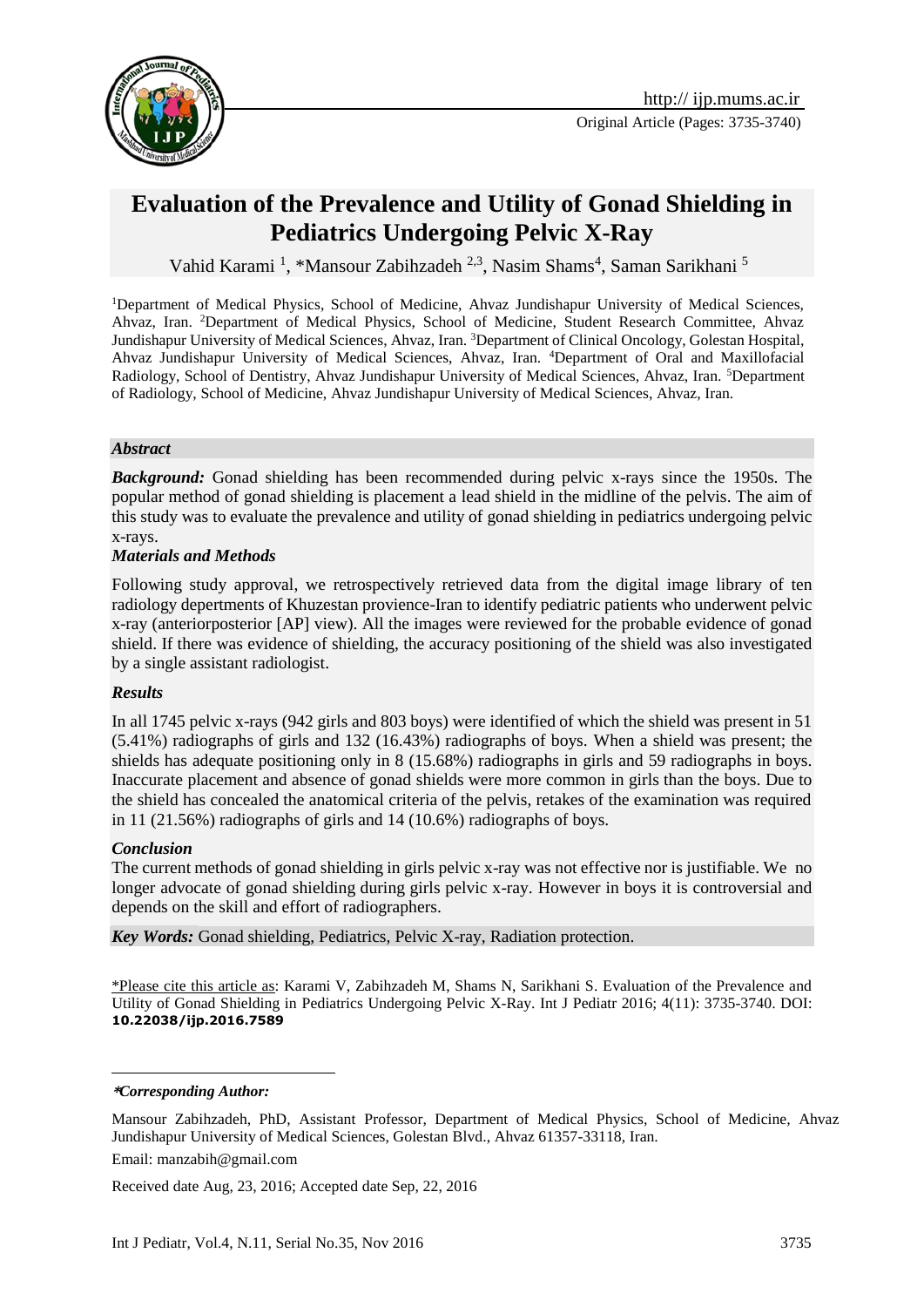http:// ijp.mums.ac.ir

Original Article (Pages: 3735-3740)

# Evaluation of the Prevalence and Utility of Gonad Shielding in Pediatrics Undergoing Pelvic X-Ray

Vahid Karami [1], *Mansour Zabihzadeh [2,3], Nasim Shams[4], Saman Sarikhani [5]

[1]Department of Medical Physics, School of Medicine, Ahvaz Jundishapur University of Medical Sciences, Ahvaz, Iran. [2]Department of Medical Physics, School of Medicine, Student Research Committee, Ahvaz Jundishapur University of Medical Sciences, Ahvaz, Iran. [3]Department of Clinical Oncology, Golestan Hospital, Ahvaz Jundishapur University of Medical Sciences, Ahvaz, Iran. [4]Department of Oral and Maxillofacial Radiology, School of Dentistry, Ahvaz Jundishapur University of Medical Sciences, Ahvaz, Iran. [5]Department of Radiology, School of Medicine, Ahvaz Jundishapur University of Medical Sciences, Ahvaz, Iran.

### *Abstract*

***Background:*** Gonad shielding has been recommended during pelvic x-rays since the 1950s. The popular method of gonad shielding is placement a lead shield in the midline of the pelvis. The aim of this study was to evaluate the prevalence and utility of gonad shielding in pediatrics undergoing pelvic x-rays.

***Materials and Methods***

Following study approval, we retrospectively retrieved data from the digital image library of ten radiology depertments of Khuzestan provience-Iran to identify pediatric patients who underwent pelvic x-ray (anteriorposterior [AP] view). All the images were reviewed for the probable evidence of gonad shield. If there was evidence of shielding, the accuracy positioning of the shield was also investigated by a single assistant radiologist.

***Results***

In all 1745 pelvic x-rays (942 girls and 803 boys) were identified of which the shield was present in 51 (5.41%) radiographs of girls and 132 (16.43%) radiographs of boys. When a shield was present; the shields has adequate positioning only in 8 (15.68%) radiographs in girls and 59 radiographs in boys. Inaccurate placement and absence of gonad shields were more common in girls than the boys. Due to the shield has concealed the anatomical criteria of the pelvis, retakes of the examination was required in 11 (21.56%) radiographs of girls and 14 (10.6%) radiographs of boys.

***Conclusion***

The current methods of gonad shielding in girls pelvic x-ray was not effective nor is justifiable. We no longer advocate of gonad shielding during girls pelvic x-ray. However in boys it is controversial and depends on the skill and effort of radiographers.

***Key Words:*** Gonad shielding, Pediatrics, Pelvic X-ray, Radiation protection.

\*Please cite this article as: Karami V, Zabihzadeh M, Shams N, Sarikhani S. Evaluation of the Prevalence and Utility of Gonad Shielding in Pediatrics Undergoing Pelvic X-Ray. Int J Pediatr 2016; 4(11): 3735-3740. DOI: **10.22038/ijp.2016.7589**

---

***Corresponding Author:***

Mansour Zabihzadeh, PhD, Assistant Professor, Department of Medical Physics, School of Medicine, Ahvaz Jundishapur University of Medical Sciences, Golestan Blvd., Ahvaz 61357-33118, Iran.

Email: manzabih@gmail.com

Received date Aug, 23, 2016; Accepted date Sep, 22, 2016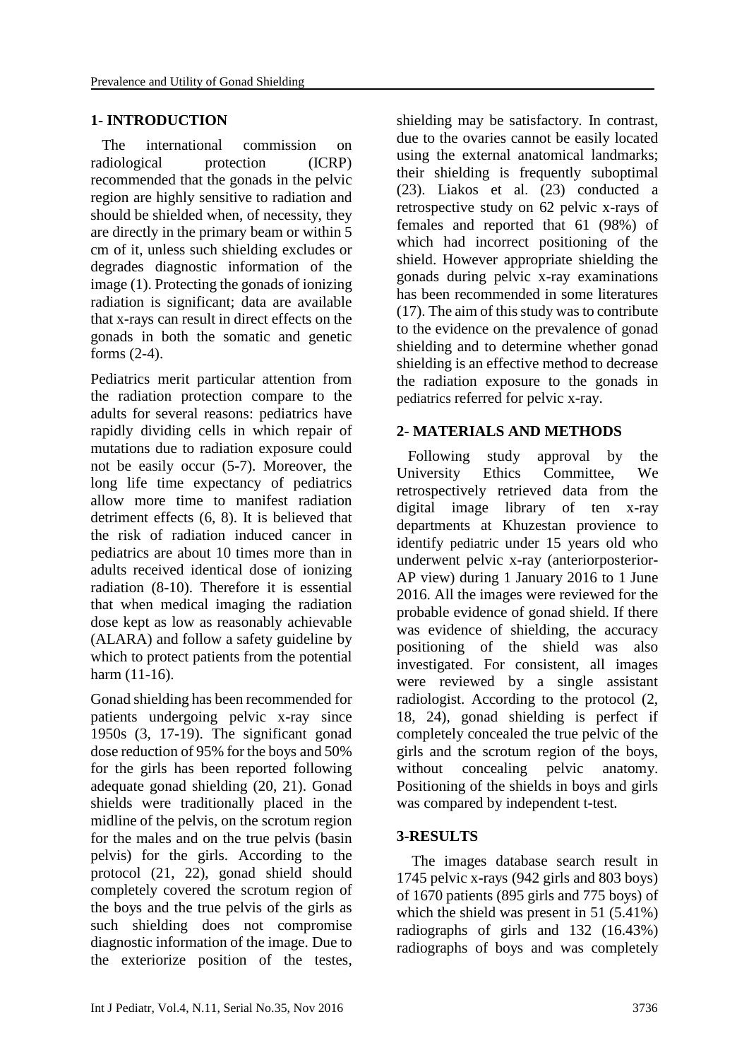## 1- INTRODUCTION

The international commission on radiological protection (ICRP) recommended that the gonads in the pelvic region are highly sensitive to radiation and should be shielded when, of necessity, they are directly in the primary beam or within 5 cm of it, unless such shielding excludes or degrades diagnostic information of the image (1). Protecting the gonads of ionizing radiation is significant; data are available that x-rays can result in direct effects on the gonads in both the somatic and genetic forms (2-4).

Pediatrics merit particular attention from the radiation protection compare to the adults for several reasons: pediatrics have rapidly dividing cells in which repair of mutations due to radiation exposure could not be easily occur (5-7). Moreover, the long life time expectancy of pediatrics allow more time to manifest radiation detriment effects (6, 8). It is believed that the risk of radiation induced cancer in pediatrics are about 10 times more than in adults received identical dose of ionizing radiation (8-10). Therefore it is essential that when medical imaging the radiation dose kept as low as reasonably achievable (ALARA) and follow a safety guideline by which to protect patients from the potential harm (11-16).

Gonad shielding has been recommended for patients undergoing pelvic x-ray since 1950s (3, 17-19). The significant gonad dose reduction of 95% for the boys and 50% for the girls has been reported following adequate gonad shielding (20, 21). Gonad shields were traditionally placed in the midline of the pelvis, on the scrotum region for the males and on the true pelvis (basin pelvis) for the girls. According to the protocol (21, 22), gonad shield should completely covered the scrotum region of the boys and the true pelvis of the girls as such shielding does not compromise diagnostic information of the image. Due to the exteriorize position of the testes, shielding may be satisfactory. In contrast, due to the ovaries cannot be easily located using the external anatomical landmarks; their shielding is frequently suboptimal (23). Liakos et al. (23) conducted a retrospective study on 62 pelvic x-rays of females and reported that 61 (98%) of which had incorrect positioning of the shield. However appropriate shielding the gonads during pelvic x-ray examinations has been recommended in some literatures (17). The aim of this study was to contribute to the evidence on the prevalence of gonad shielding and to determine whether gonad shielding is an effective method to decrease the radiation exposure to the gonads in pediatrics referred for pelvic x-ray.

## 2- MATERIALS AND METHODS

Following study approval by the University Ethics Committee, We retrospectively retrieved data from the digital image library of ten x-ray departments at Khuzestan provience to identify pediatric under 15 years old who underwent pelvic x-ray (anteriorposterior-AP view) during 1 January 2016 to 1 June 2016. All the images were reviewed for the probable evidence of gonad shield. If there was evidence of shielding, the accuracy positioning of the shield was also investigated. For consistent, all images were reviewed by a single assistant radiologist. According to the protocol (2, 18, 24), gonad shielding is perfect if completely concealed the true pelvic of the girls and the scrotum region of the boys, without concealing pelvic anatomy. Positioning of the shields in boys and girls was compared by independent t-test.

## 3-RESULTS

The images database search result in 1745 pelvic x-rays (942 girls and 803 boys) of 1670 patients (895 girls and 775 boys) of which the shield was present in 51 (5.41%) radiographs of girls and 132 (16.43%) radiographs of boys and was completely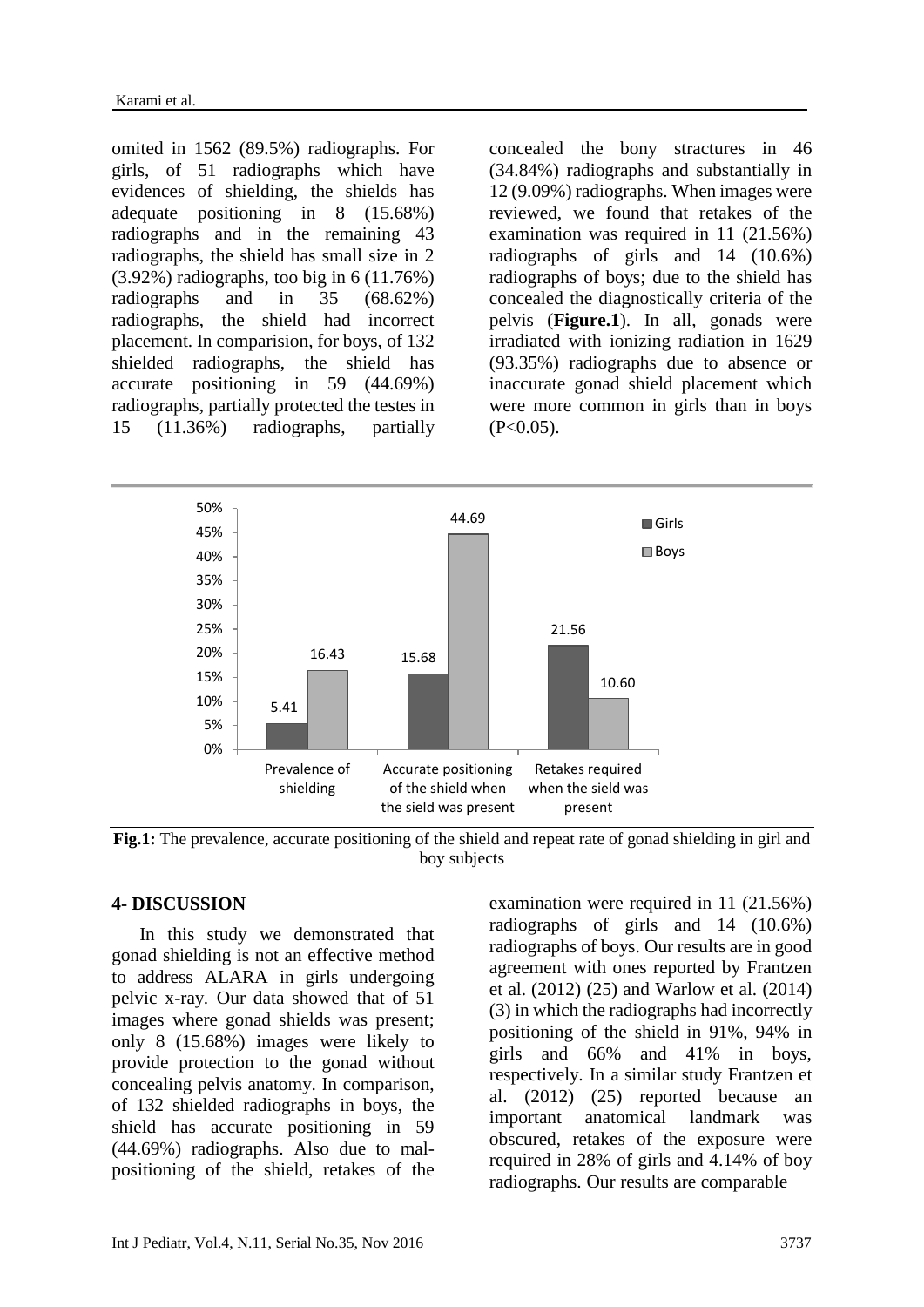omited in 1562 (89.5%) radiographs. For girls, of 51 radiographs which have evidences of shielding, the shields has adequate positioning in 8 (15.68%) radiographs and in the remaining 43 radiographs, the shield has small size in 2 (3.92%) radiographs, too big in 6 (11.76%) radiographs and in 35 (68.62%) radiographs, the shield had incorrect placement. In comparision, for boys, of 132 shielded radiographs, the shield has accurate positioning in 59 (44.69%) radiographs, partially protected the testes in 15 (11.36%) radiographs, partially concealed the bony structures in 46 (34.84%) radiographs and substantially in 12 (9.09%) radiographs. When images were reviewed, we found that retakes of the examination was required in 11 (21.56%) radiographs of girls and 14 (10.6%) radiographs of boys; due to the shield has concealed the diagnostically criteria of the pelvis (**Figure.1**). In all, gonads were irradiated with ionizing radiation in 1629 (93.35%) radiographs due to absence or inaccurate gonad shield placement which were more common in girls than in boys ($P<0.05$).

| | Girls | Boys |
|---|---|---|
| Prevalence of shielding | 5.41 | 16.43 |
| Accurate positioning of the shield when the sield was present | 15.68 | 44.69 |
| Retakes required when the sield was present | 21.56 | 10.60 |

**Fig.1:** The prevalence, accurate positioning of the shield and repeat rate of gonad shielding in girl and boy subjects

## 4- DISCUSSION

In this study we demonstrated that gonad shielding is not an effective method to address ALARA in girls undergoing pelvic x-ray. Our data showed that of 51 images where gonad shields was present; only 8 (15.68%) images were likely to provide protection to the gonad without concealing pelvis anatomy. In comparison, of 132 shielded radiographs in boys, the shield has accurate positioning in 59 (44.69%) radiographs. Also due to mal-positioning of the shield, retakes of the examination were required in 11 (21.56%) radiographs of girls and 14 (10.6%) radiographs of boys. Our results are in good agreement with ones reported by Frantzen et al. (2012) (25) and Warlow et al. (2014) (3) in which the radiographs had incorrectly positioning of the shield in 91%, 94% in girls and 66% and 41% in boys, respectively. In a similar study Frantzen et al. (2012) (25) reported because an important anatomical landmark was obscured, retakes of the exposure were required in 28% of girls and 4.14% of boy radiographs. Our results are comparable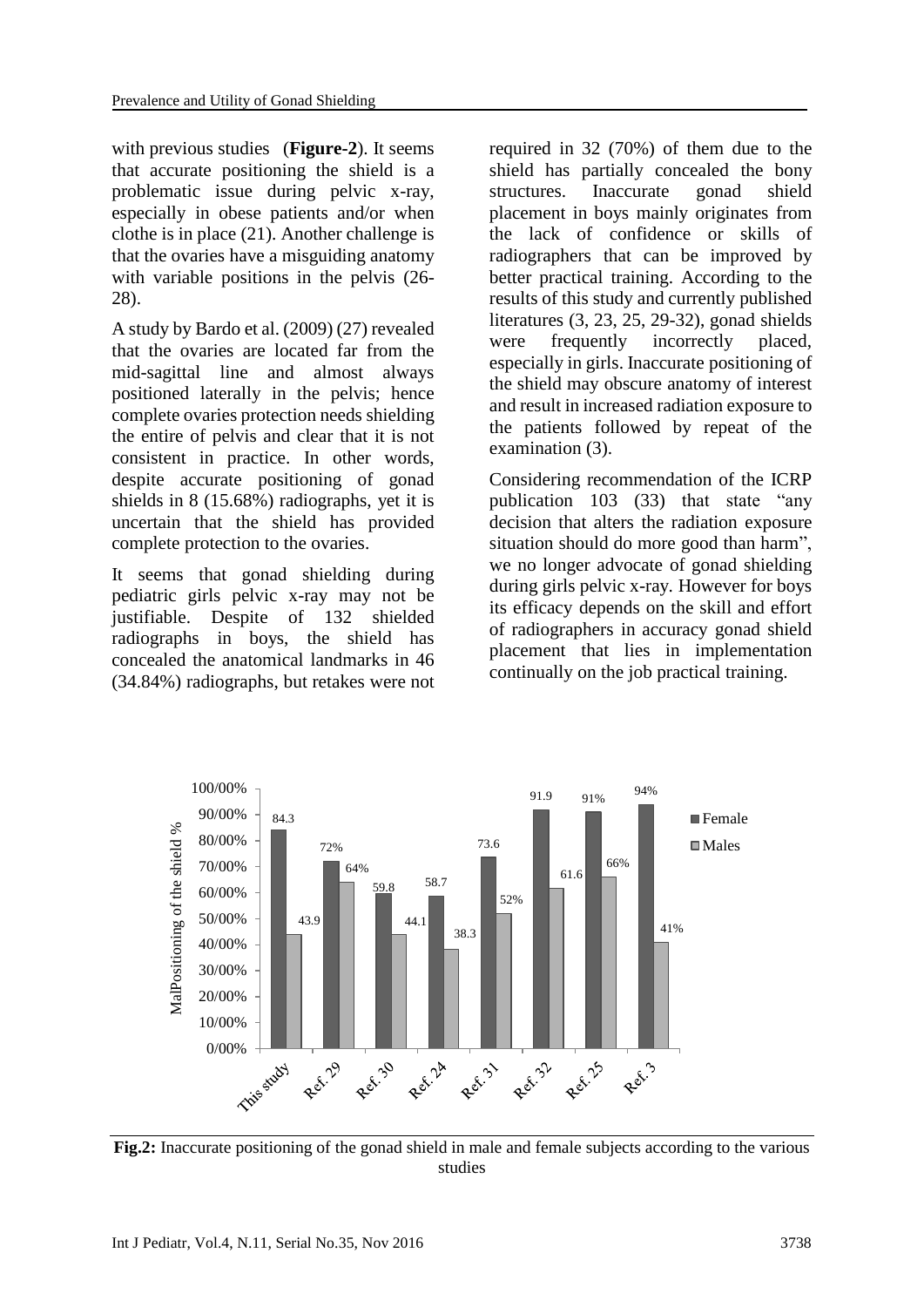with previous studies (**Figure-2**). It seems that accurate positioning the shield is a problematic issue during pelvic x-ray, especially in obese patients and/or when clothe is in place (21). Another challenge is that the ovaries have a misguiding anatomy with variable positions in the pelvis (26-28).

A study by Bardo et al. (2009) (27) revealed that the ovaries are located far from the mid-sagittal line and almost always positioned laterally in the pelvis; hence complete ovaries protection needs shielding the entire of pelvis and clear that it is not consistent in practice. In other words, despite accurate positioning of gonad shields in 8 (15.68%) radiographs, yet it is uncertain that the shield has provided complete protection to the ovaries.

It seems that gonad shielding during pediatric girls pelvic x-ray may not be justifiable. Despite of 132 shielded radiographs in boys, the shield has concealed the anatomical landmarks in 46 (34.84%) radiographs, but retakes were not required in 32 (70%) of them due to the shield has partially concealed the bony structures. Inaccurate gonad shield placement in boys mainly originates from the lack of confidence or skills of radiographers that can be improved by better practical training. According to the results of this study and currently published literatures (3, 23, 25, 29-32), gonad shields were frequently incorrectly placed, especially in girls. Inaccurate positioning of the shield may obscure anatomy of interest and result in increased radiation exposure to the patients followed by repeat of the examination (3).

Considering recommendation of the ICRP publication 103 (33) that state "any decision that alters the radiation exposure situation should do more good than harm", we no longer advocate of gonad shielding during girls pelvic x-ray. However for boys its efficacy depends on the skill and effort of radiographers in accuracy gonad shield placement that lies in implementation continually on the job practical training.

| MalPositioning of the shield % | This study | Ref. 29 | Ref. 30 | Ref. 24 | Ref. 31 | Ref. 32 | Ref. 25 | Ref. 3 |
|---|---|---|---|---|---|---|---|---|
| Female | 84.3 | 72% | 59.8 | 58.7 | 73.6 | 91.9 | 91% | 94% |
| Males | 43.9 | 64% | 44.1 | 38.3 | 52% | 61.6 | 66% | 41% |

**Fig.2:** Inaccurate positioning of the gonad shield in male and female subjects according to the various studies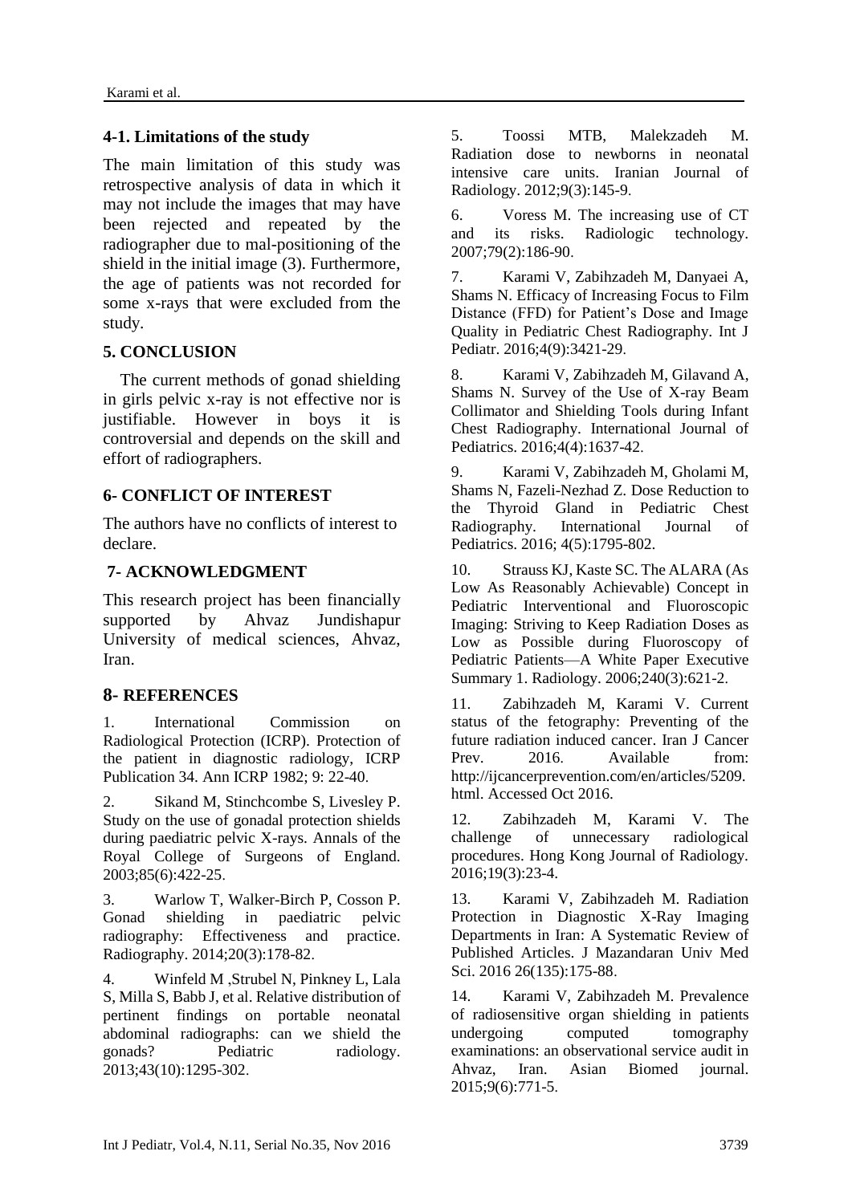### 4-1. Limitations of the study

The main limitation of this study was retrospective analysis of data in which it may not include the images that may have been rejected and repeated by the radiographer due to mal-positioning of the shield in the initial image (3). Furthermore, the age of patients was not recorded for some x-rays that were excluded from the study.

## 5. CONCLUSION

The current methods of gonad shielding in girls pelvic x-ray is not effective nor is justifiable. However in boys it is controversial and depends on the skill and effort of radiographers.

## 6- CONFLICT OF INTEREST

The authors have no conflicts of interest to declare.

## 7- ACKNOWLEDGMENT

This research project has been financially supported by Ahvaz Jundishapur University of medical sciences, Ahvaz, Iran.

## 8- REFERENCES

1. International Commission on Radiological Protection (ICRP). Protection of the patient in diagnostic radiology, ICRP Publication 34. Ann ICRP 1982; 9: 22-40.

2. Sikand M, Stinchcombe S, Livesley P. Study on the use of gonadal protection shields during paediatric pelvic X-rays. Annals of the Royal College of Surgeons of England. 2003;85(6):422-25.

3. Warlow T, Walker-Birch P, Cosson P. Gonad shielding in paediatric pelvic radiography: Effectiveness and practice. Radiography. 2014;20(3):178-82.

4. Winfeld M ,Strubel N, Pinkney L, Lala S, Milla S, Babb J, et al. Relative distribution of pertinent findings on portable neonatal abdominal radiographs: can we shield the gonads? Pediatric radiology. 2013;43(10):1295-302.

5. Toossi MTB, Malekzadeh M. Radiation dose to newborns in neonatal intensive care units. Iranian Journal of Radiology. 2012;9(3):145-9.

6. Voress M. The increasing use of CT and its risks. Radiologic technology. 2007;79(2):186-90.

7. Karami V, Zabihzadeh M, Danyaei A, Shams N. Efficacy of Increasing Focus to Film Distance (FFD) for Patient's Dose and Image Quality in Pediatric Chest Radiography. Int J Pediatr. 2016;4(9):3421-29.

8. Karami V, Zabihzadeh M, Gilavand A, Shams N. Survey of the Use of X-ray Beam Collimator and Shielding Tools during Infant Chest Radiography. International Journal of Pediatrics. 2016;4(4):1637-42.

9. Karami V, Zabihzadeh M, Gholami M, Shams N, Fazeli-Nezhad Z. Dose Reduction to the Thyroid Gland in Pediatric Chest Radiography. International Journal of Pediatrics. 2016; 4(5):1795-802.

10. Strauss KJ, Kaste SC. The ALARA (As Low As Reasonably Achievable) Concept in Pediatric Interventional and Fluoroscopic Imaging: Striving to Keep Radiation Doses as Low as Possible during Fluoroscopy of Pediatric Patients—A White Paper Executive Summary 1. Radiology. 2006;240(3):621-2.

11. Zabihzadeh M, Karami V. Current status of the fetography: Preventing of the future radiation induced cancer. Iran J Cancer Prev. 2016. Available from: http://ijcancerprevention.com/en/articles/5209.html. Accessed Oct 2016.

12. Zabihzadeh M, Karami V. The challenge of unnecessary radiological procedures. Hong Kong Journal of Radiology. 2016;19(3):23-4.

13. Karami V, Zabihzadeh M. Radiation Protection in Diagnostic X-Ray Imaging Departments in Iran: A Systematic Review of Published Articles. J Mazandaran Univ Med Sci. 2016 26(135):175-88.

14. Karami V, Zabihzadeh M. Prevalence of radiosensitive organ shielding in patients undergoing computed tomography examinations: an observational service audit in Ahvaz, Iran. Asian Biomed journal. 2015;9(6):771-5.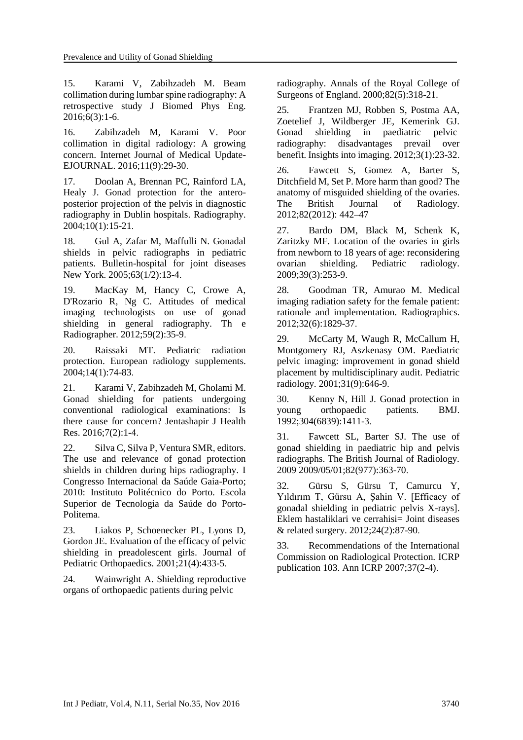15. Karami V, Zabihzadeh M. Beam collimation during lumbar spine radiography: A retrospective study J Biomed Phys Eng. 2016;6(3):1-6.

16. Zabihzadeh M, Karami V. Poor collimation in digital radiology: A growing concern. Internet Journal of Medical Update-EJOURNAL. 2016;11(9):29-30.

17. Doolan A, Brennan PC, Rainford LA, Healy J. Gonad protection for the antero-posterior projection of the pelvis in diagnostic radiography in Dublin hospitals. Radiography. 2004;10(1):15-21.

18. Gul A, Zafar M, Maffulli N. Gonadal shields in pelvic radiographs in pediatric patients. Bulletin-hospital for joint diseases New York. 2005;63(1/2):13-4.

19. MacKay M, Hancy C, Crowe A, D'Rozario R, Ng C. Attitudes of medical imaging technologists on use of gonad shielding in general radiography. Th e Radiographer. 2012;59(2):35-9.

20. Raissaki MT. Pediatric radiation protection. European radiology supplements. 2004;14(1):74-83.

21. Karami V, Zabihzadeh M, Gholami M. Gonad shielding for patients undergoing conventional radiological examinations: Is there cause for concern? Jentashapir J Health Res. 2016;7(2):1-4.

22. Silva C, Silva P, Ventura SMR, editors. The use and relevance of gonad protection shields in children during hips radiography. I Congresso Internacional da Saúde Gaia-Porto; 2010: Instituto Politécnico do Porto. Escola Superior de Tecnologia da Saúde do Porto-Politema.

23. Liakos P, Schoenecker PL, Lyons D, Gordon JE. Evaluation of the efficacy of pelvic shielding in preadolescent girls. Journal of Pediatric Orthopaedics. 2001;21(4):433-5.

24. Wainwright A. Shielding reproductive organs of orthopaedic patients during pelvic radiography. Annals of the Royal College of Surgeons of England. 2000;82(5):318-21.

25. Frantzen MJ, Robben S, Postma AA, Zoetelief J, Wildberger JE, Kemerink GJ. Gonad shielding in paediatric pelvic radiography: disadvantages prevail over benefit. Insights into imaging. 2012;3(1):23-32.

26. Fawcett S, Gomez A, Barter S, Ditchfield M, Set P. More harm than good? The anatomy of misguided shielding of the ovaries. The British Journal of Radiology. 2012;82(2012): 442–47

27. Bardo DM, Black M, Schenk K, Zaritzky MF. Location of the ovaries in girls from newborn to 18 years of age: reconsidering ovarian shielding. Pediatric radiology. 2009;39(3):253-9.

28. Goodman TR, Amurao M. Medical imaging radiation safety for the female patient: rationale and implementation. Radiographics. 2012;32(6):1829-37.

29. McCarty M, Waugh R, McCallum H, Montgomery RJ, Aszkenasy OM. Paediatric pelvic imaging: improvement in gonad shield placement by multidisciplinary audit. Pediatric radiology. 2001;31(9):646-9.

30. Kenny N, Hill J. Gonad protection in young orthopaedic patients. BMJ. 1992;304(6839):1411-3.

31. Fawcett SL, Barter SJ. The use of gonad shielding in paediatric hip and pelvis radiographs. The British Journal of Radiology. 2009 2009/05/01;82(977):363-70.

32. Gürsu S, Gürsu T, Camurcu Y, Yıldırım T, Gürsu A, Şahin V. [Efficacy of gonadal shielding in pediatric pelvis X-rays]. Eklem hastaliklari ve cerrahisi= Joint diseases & related surgery. 2012;24(2):87-90.

33. Recommendations of the International Commission on Radiological Protection. ICRP publication 103. Ann ICRP 2007;37(2-4).